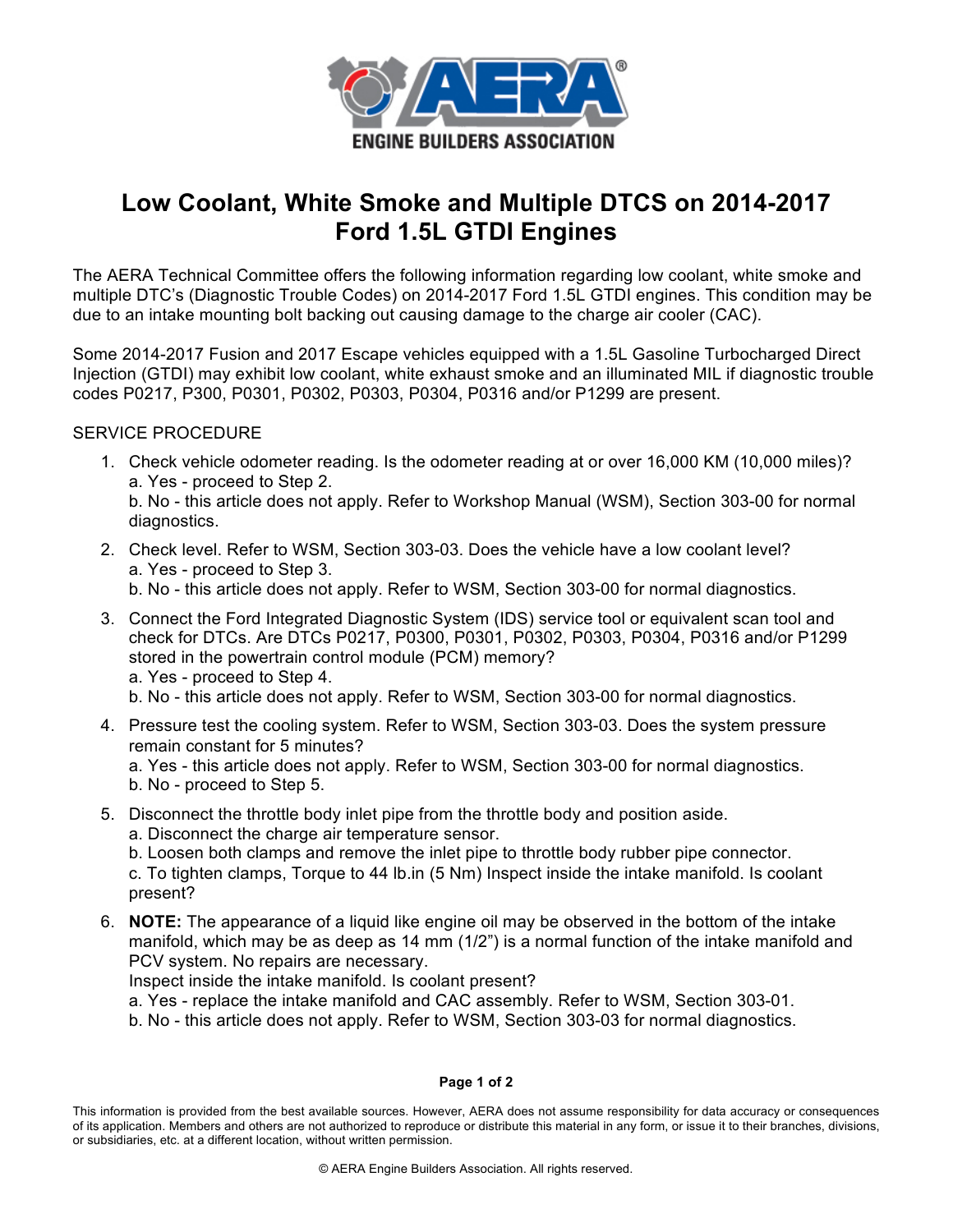# Low Coolant, White Smoke and Multiple DTCS on 2014-2017 Ford 1.5L GTDI Engines

The AERA Technical Committee offers the following information regarding low coolant, white smoke and multiple DTC's (Diagnostic Trouble Codes) on 2014-2017 Ford 1.5L GTDI engines. This condition may be due to an intake mounting bolt backing out causing damage to the charge air cooler (CAC).

Some 2014-2017 Fusion and 2017 Escape vehicles equipped with a 1.5L Gasoline Turbocharged Direct Injection (GTDI) may exhibit low coolant, white exhaust smoke and an illuminated MIL if diagnostic trouble codes P0217, P300, P0301, P0302, P0303, P0304, P0316 and/or P1299 are present.

SERVICE PROCEDURE

1. Check vehicle odometer reading. Is the odometer reading at or over 16,000 KM (10,000 miles)?
   a. Yes - proceed to Step 2.
   b. No - this article does not apply. Refer to Workshop Manual (WSM), Section 303-00 for normal diagnostics.
2. Check level. Refer to WSM, Section 303-03. Does the vehicle have a low coolant level?
   a. Yes - proceed to Step 3.
   b. No - this article does not apply. Refer to WSM, Section 303-00 for normal diagnostics.
3. Connect the Ford Integrated Diagnostic System (IDS) service tool or equivalent scan tool and check for DTCs. Are DTCs P0217, P0300, P0301, P0302, P0303, P0304, P0316 and/or P1299 stored in the powertrain control module (PCM) memory?
   a. Yes - proceed to Step 4.
   b. No - this article does not apply. Refer to WSM, Section 303-00 for normal diagnostics.
4. Pressure test the cooling system. Refer to WSM, Section 303-03. Does the system pressure remain constant for 5 minutes?
   a. Yes - this article does not apply. Refer to WSM, Section 303-00 for normal diagnostics.
   b. No - proceed to Step 5.
5. Disconnect the throttle body inlet pipe from the throttle body and position aside.
   a. Disconnect the charge air temperature sensor.
   b. Loosen both clamps and remove the inlet pipe to throttle body rubber pipe connector.
   c. To tighten clamps, Torque to 44 lb.in (5 Nm) Inspect inside the intake manifold. Is coolant present?
6. **NOTE:** The appearance of a liquid like engine oil may be observed in the bottom of the intake manifold, which may be as deep as 14 mm (1/2") is a normal function of the intake manifold and PCV system. No repairs are necessary.
   Inspect inside the intake manifold. Is coolant present?
   a. Yes - replace the intake manifold and CAC assembly. Refer to WSM, Section 303-01.
   b. No - this article does not apply. Refer to WSM, Section 303-03 for normal diagnostics.

This information is provided from the best available sources. However, AERA does not assume responsibility for data accuracy or consequences of its application. Members and others are not authorized to reproduce or distribute this material in any form, or issue it to their branches, divisions, or subsidiaries, etc. at a different location, without written permission.

© AERA Engine Builders Association. All rights reserved.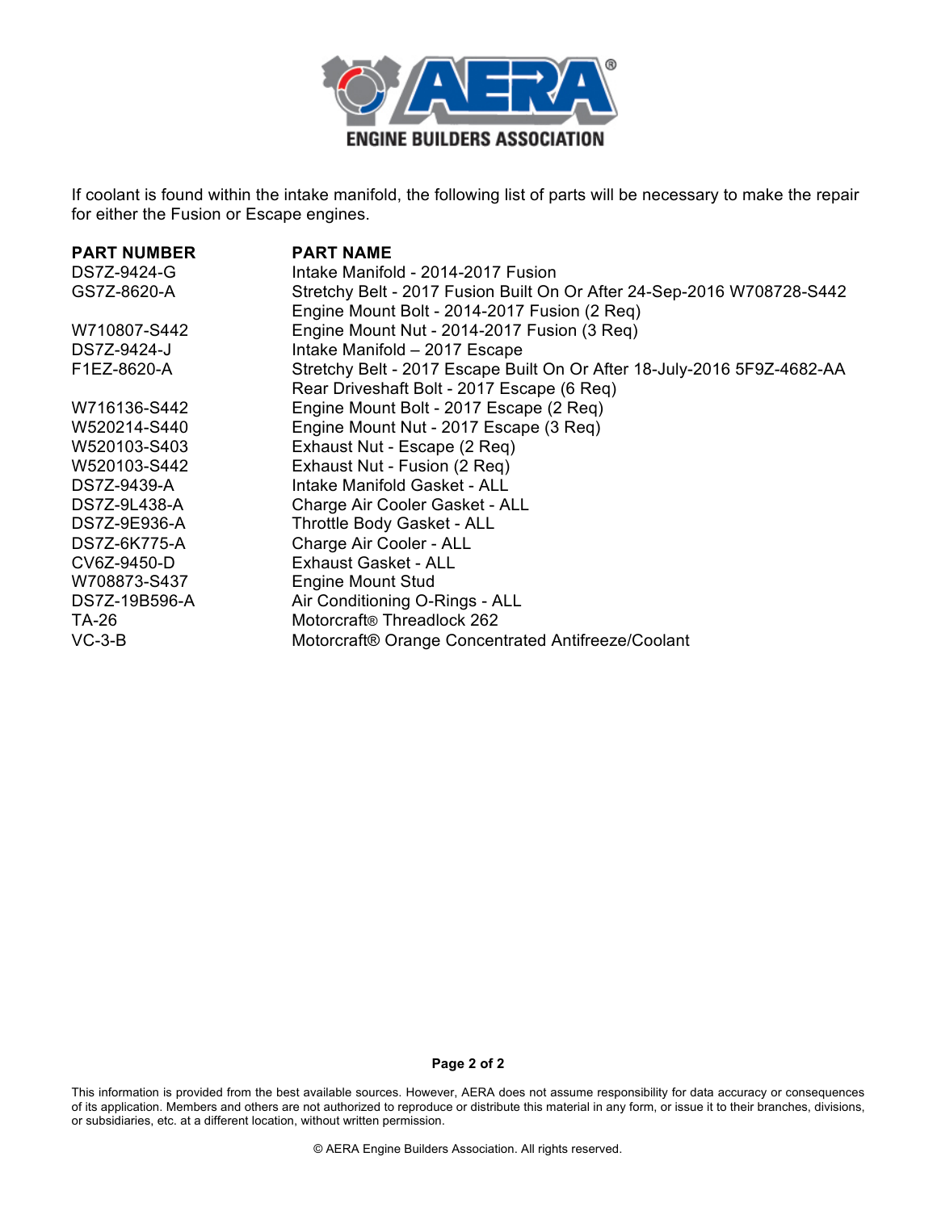AERA ENGINE BUILDERS ASSOCIATION

If coolant is found within the intake manifold, the following list of parts will be necessary to make the repair for either the Fusion or Escape engines.

| PART NUMBER | PART NAME |
|---|---|
| DS7Z-9424-G | Intake Manifold - 2014-2017 Fusion |
| GS7Z-8620-A | Stretchy Belt - 2017 Fusion Built On Or After 24-Sep-2016 W708728-S442 |
| | Engine Mount Bolt - 2014-2017 Fusion (2 Req) |
| W710807-S442 | Engine Mount Nut - 2014-2017 Fusion (3 Req) |
| DS7Z-9424-J | Intake Manifold – 2017 Escape |
| F1EZ-8620-A | Stretchy Belt - 2017 Escape Built On Or After 18-July-2016 5F9Z-4682-AA |
| | Rear Driveshaft Bolt - 2017 Escape (6 Req) |
| W716136-S442 | Engine Mount Bolt - 2017 Escape (2 Req) |
| W520214-S440 | Engine Mount Nut - 2017 Escape (3 Req) |
| W520103-S403 | Exhaust Nut - Escape (2 Req) |
| W520103-S442 | Exhaust Nut - Fusion (2 Req) |
| DS7Z-9439-A | Intake Manifold Gasket - ALL |
| DS7Z-9L438-A | Charge Air Cooler Gasket - ALL |
| DS7Z-9E936-A | Throttle Body Gasket - ALL |
| DS7Z-6K775-A | Charge Air Cooler - ALL |
| CV6Z-9450-D | Exhaust Gasket - ALL |
| W708873-S437 | Engine Mount Stud |
| DS7Z-19B596-A | Air Conditioning O-Rings - ALL |
| TA-26 | Motorcraft® Threadlock 262 |
| VC-3-B | Motorcraft® Orange Concentrated Antifreeze/Coolant |

This information is provided from the best available sources. However, AERA does not assume responsibility for data accuracy or consequences of its application. Members and others are not authorized to reproduce or distribute this material in any form, or issue it to their branches, divisions, or subsidiaries, etc. at a different location, without written permission.

© AERA Engine Builders Association. All rights reserved.